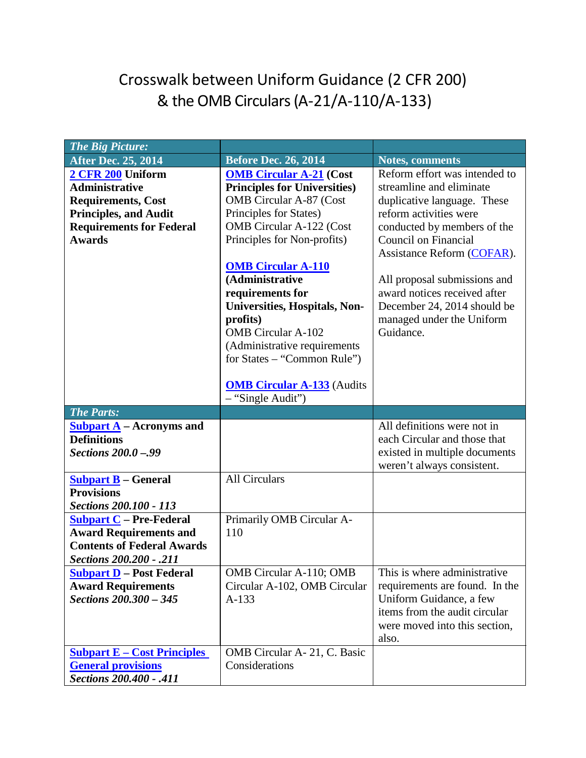# Crosswalk between Uniform Guidance (2 CFR 200) & the OMB Circulars (A-21/A-110/A-133)

| *The Big Picture:* | | |
|---|---|---|
| **After Dec. 25, 2014** | **Before Dec. 26, 2014** | **Notes, comments** |
| **2 CFR 200 Uniform Administrative Requirements, Cost Principles, and Audit Requirements for Federal Awards** | **OMB Circular A-21 (Cost Principles for Universities)**<br>OMB Circular A-87 (Cost Principles for States)<br>OMB Circular A-122 (Cost Principles for Non-profits)<br><br>**OMB Circular A-110 (Administrative requirements for Universities, Hospitals, Non-profits)**<br>OMB Circular A-102 (Administrative requirements for States – "Common Rule")<br><br>**OMB Circular A-133** (Audits – "Single Audit") | Reform effort was intended to streamline and eliminate duplicative language. These reform activities were conducted by members of the Council on Financial Assistance Reform (COFAR).<br><br>All proposal submissions and award notices received after December 24, 2014 should be managed under the Uniform Guidance. |
| ***The Parts:*** | | |
| **Subpart A – Acronyms and Definitions**<br>***Sections 200.0 –.99*** | | All definitions were not in each Circular and those that existed in multiple documents weren't always consistent. |
| **Subpart B – General Provisions**<br>***Sections 200.100 - 113*** | All Circulars | |
| **Subpart C – Pre-Federal Award Requirements and Contents of Federal Awards**<br>***Sections 200.200 - .211*** | Primarily OMB Circular A-110 | |
| **Subpart D – Post Federal Award Requirements**<br>***Sections 200.300 – 345*** | OMB Circular A-110; OMB Circular A-102, OMB Circular A-133 | This is where administrative requirements are found. In the Uniform Guidance, a few items from the audit circular were moved into this section, also. |
| **Subpart E – Cost Principles General provisions**<br>***Sections 200.400 - .411*** | OMB Circular A- 21, C. Basic Considerations | |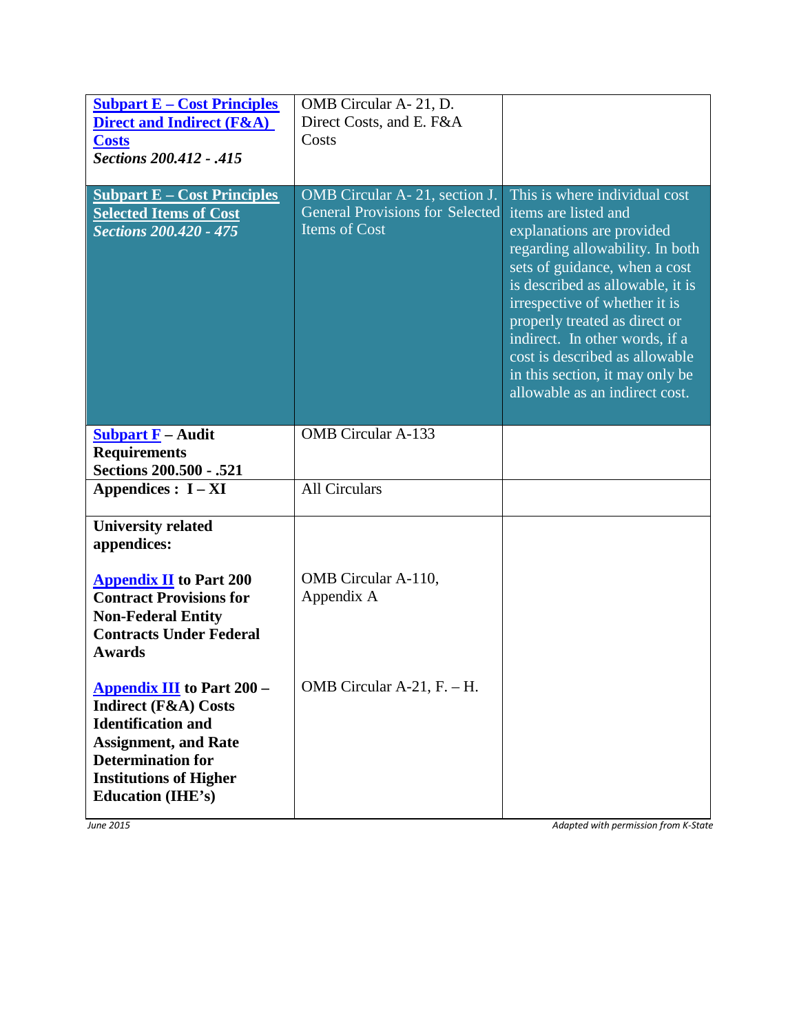| | | |
|---|---|---|
| **Subpart E – Cost Principles Direct and Indirect (F&A) Costs** ***Sections 200.412 - .415*** | OMB Circular A- 21, D. Direct Costs, and E. F&A Costs | |
| **Subpart E – Cost Principles Selected Items of Cost** ***Sections 200.420 - 475*** | OMB Circular A- 21, section J. General Provisions for Selected Items of Cost | This is where individual cost items are listed and explanations are provided regarding allowability. In both sets of guidance, when a cost is described as allowable, it is irrespective of whether it is properly treated as direct or indirect. In other words, if a cost is described as allowable in this section, it may only be allowable as an indirect cost. |
| **Subpart F – Audit Requirements Sections 200.500 - .521** | OMB Circular A-133 | |
| **Appendices : I – XI** | All Circulars | |
| **University related appendices:**<br><br>**Appendix II to Part 200 Contract Provisions for Non-Federal Entity Contracts Under Federal Awards**<br><br>**Appendix III to Part 200 – Indirect (F&A) Costs Identification and Assignment, and Rate Determination for Institutions of Higher Education (IHE's)** | <br><br>OMB Circular A-110, Appendix A<br><br>OMB Circular A-21, F. – H. | |

*June 2015* *Adapted with permission from K-State*